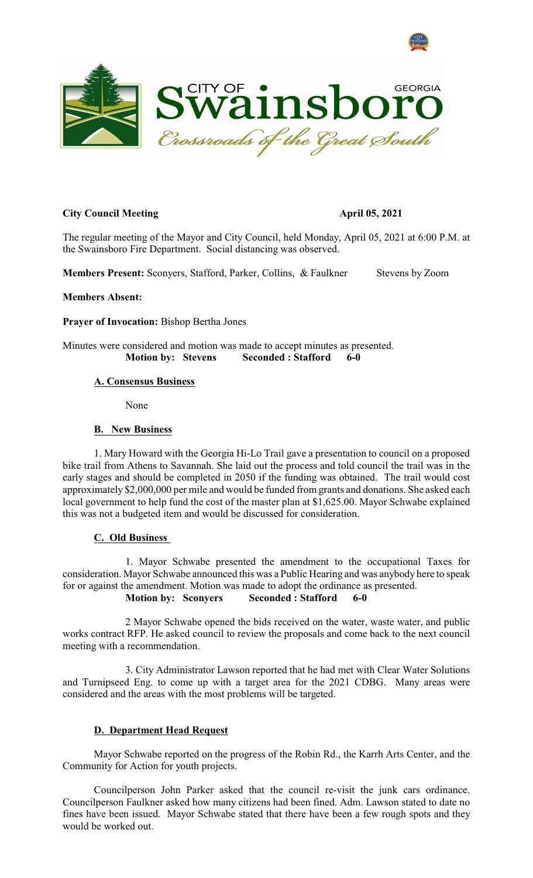CITY OF **Swainsboro** GEORGIA

*Crossroads of the Great South*

**City Council Meeting** **April 05, 2021**

The regular meeting of the Mayor and City Council, held Monday, April 05, 2021 at 6:00 P.M. at the Swainsboro Fire Department. Social distancing was observed.

**Members Present:** Sconyers, Stafford, Parker, Collins, & Faulkner Stevens by Zoom

**Members Absent:**

**Prayer of Invocation:** Bishop Bertha Jones

Minutes were considered and motion was made to accept minutes as presented.
**Motion by: Stevens Seconded : Stafford 6-0**

**A. Consensus Business**

None

**B. New Business**

1. Mary Howard with the Georgia Hi-Lo Trail gave a presentation to council on a proposed bike trail from Athens to Savannah. She laid out the process and told council the trail was in the early stages and should be completed in 2050 if the funding was obtained. The trail would cost approximately $2,000,000 per mile and would be funded from grants and donations. She asked each local government to help fund the cost of the master plan at $1,625.00. Mayor Schwabe explained this was not a budgeted item and would be discussed for consideration.

**C. Old Business**

1. Mayor Schwabe presented the amendment to the occupational Taxes for consideration. Mayor Schwabe announced this was a Public Hearing and was anybody here to speak for or against the amendment. Motion was made to adopt the ordinance as presented.
**Motion by: Sconyers Seconded : Stafford 6-0**

2 Mayor Schwabe opened the bids received on the water, waste water, and public works contract RFP. He asked council to review the proposals and come back to the next council meeting with a recommendation.

3. City Administrator Lawson reported that he had met with Clear Water Solutions and Turnipseed Eng. to come up with a target area for the 2021 CDBG. Many areas were considered and the areas with the most problems will be targeted.

**D. Department Head Request**

Mayor Schwabe reported on the progress of the Robin Rd., the Karrh Arts Center, and the Community for Action for youth projects.

Councilperson John Parker asked that the council re-visit the junk cars ordinance. Councilperson Faulkner asked how many citizens had been fined. Adm. Lawson stated to date no fines have been issued. Mayor Schwabe stated that there have been a few rough spots and they would be worked out.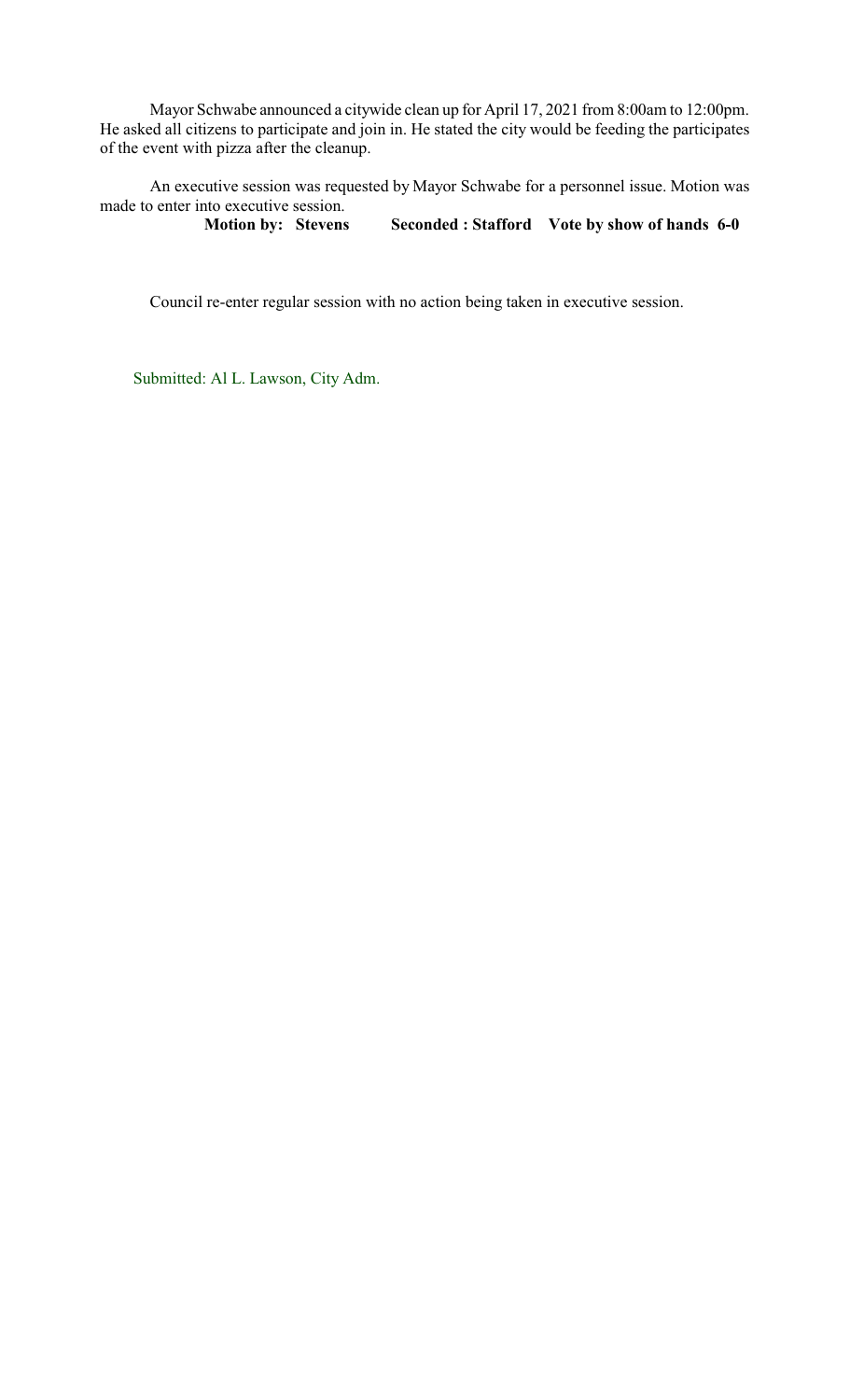Mayor Schwabe announced a citywide clean up for April 17, 2021 from 8:00am to 12:00pm. He asked all citizens to participate and join in. He stated the city would be feeding the participates of the event with pizza after the cleanup.

An executive session was requested by Mayor Schwabe for a personnel issue. Motion was made to enter into executive session.

**Motion by: Stevens Seconded : Stafford Vote by show of hands 6-0**

Council re-enter regular session with no action being taken in executive session.

Submitted: Al L. Lawson, City Adm.